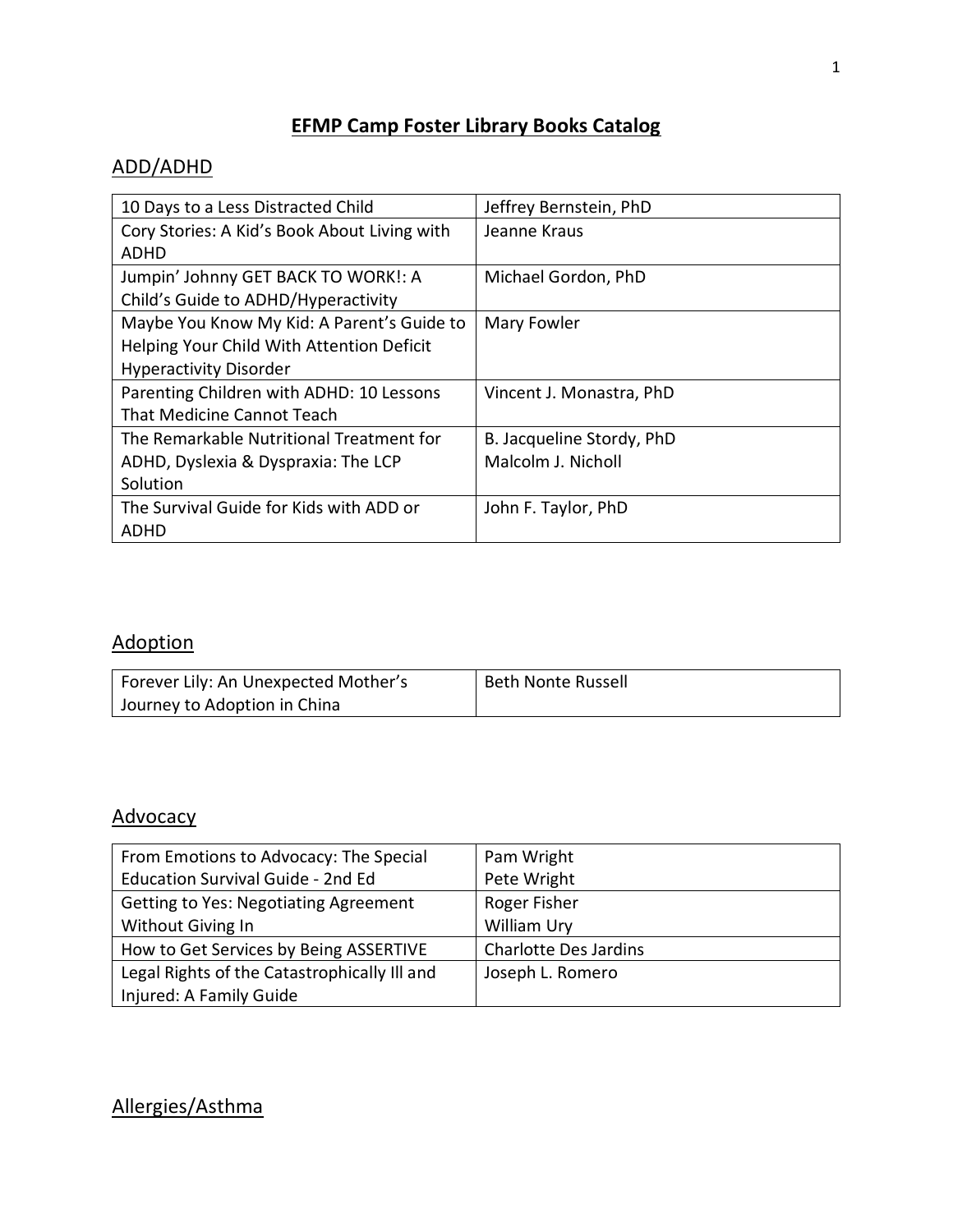# EFMP Camp Foster Library Books Catalog

## ADD/ADHD

| Title | Author |
|---|---|
| 10 Days to a Less Distracted Child | Jeffrey Bernstein, PhD |
| Cory Stories: A Kid's Book About Living with ADHD | Jeanne Kraus |
| Jumpin' Johnny GET BACK TO WORK!: A Child's Guide to ADHD/Hyperactivity | Michael Gordon, PhD |
| Maybe You Know My Kid: A Parent's Guide to Helping Your Child With Attention Deficit Hyperactivity Disorder | Mary Fowler |
| Parenting Children with ADHD: 10 Lessons That Medicine Cannot Teach | Vincent J. Monastra, PhD |
| The Remarkable Nutritional Treatment for ADHD, Dyslexia & Dyspraxia: The LCP Solution | B. Jacqueline Stordy, PhD<br>Malcolm J. Nicholl |
| The Survival Guide for Kids with ADD or ADHD | John F. Taylor, PhD |

## Adoption

| Title | Author |
|---|---|
| Forever Lily: An Unexpected Mother's Journey to Adoption in China | Beth Nonte Russell |

## Advocacy

| Title | Author |
|---|---|
| From Emotions to Advocacy: The Special Education Survival Guide - 2nd Ed | Pam Wright<br>Pete Wright |
| Getting to Yes: Negotiating Agreement Without Giving In | Roger Fisher<br>William Ury |
| How to Get Services by Being ASSERTIVE | Charlotte Des Jardins |
| Legal Rights of the Catastrophically Ill and Injured: A Family Guide | Joseph L. Romero |

## Allergies/Asthma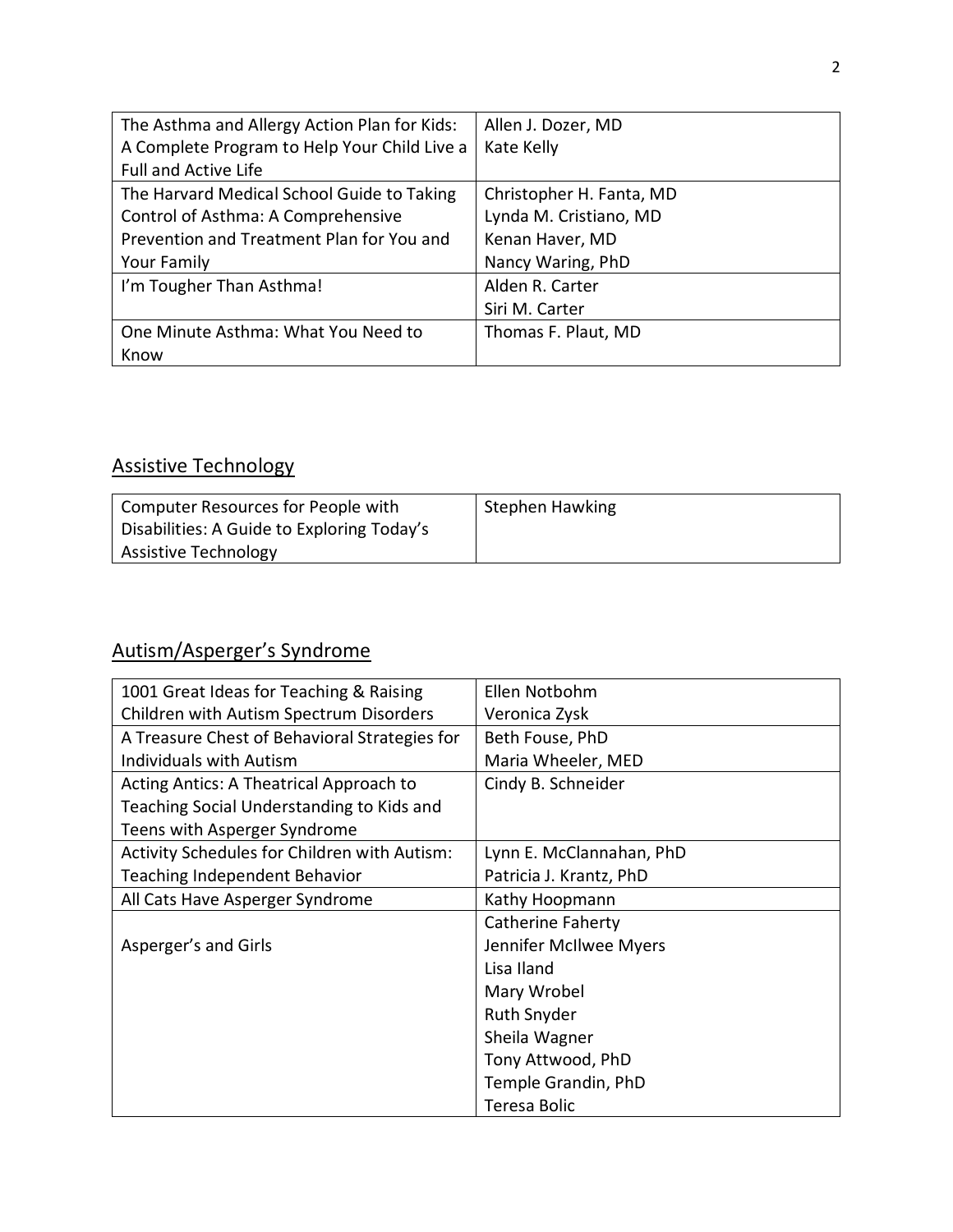| The Asthma and Allergy Action Plan for Kids: A Complete Program to Help Your Child Live a Full and Active Life | Allen J. Dozer, MD<br>Kate Kelly |
|---|---|
| The Harvard Medical School Guide to Taking Control of Asthma: A Comprehensive Prevention and Treatment Plan for You and Your Family | Christopher H. Fanta, MD<br>Lynda M. Cristiano, MD<br>Kenan Haver, MD<br>Nancy Waring, PhD |
| I'm Tougher Than Asthma! | Alden R. Carter<br>Siri M. Carter |
| One Minute Asthma: What You Need to Know | Thomas F. Plaut, MD |

## Assistive Technology

| Computer Resources for People with Disabilities: A Guide to Exploring Today's Assistive Technology | Stephen Hawking |
|---|---|

## Autism/Asperger's Syndrome

| 1001 Great Ideas for Teaching & Raising Children with Autism Spectrum Disorders | Ellen Notbohm<br>Veronica Zysk |
|---|---|
| A Treasure Chest of Behavioral Strategies for Individuals with Autism | Beth Fouse, PhD<br>Maria Wheeler, MED |
| Acting Antics: A Theatrical Approach to Teaching Social Understanding to Kids and Teens with Asperger Syndrome | Cindy B. Schneider |
| Activity Schedules for Children with Autism: Teaching Independent Behavior | Lynn E. McClannahan, PhD<br>Patricia J. Krantz, PhD |
| All Cats Have Asperger Syndrome | Kathy Hoopmann |
| Asperger's and Girls | Catherine Faherty<br>Jennifer McIlwee Myers<br>Lisa Iland<br>Mary Wrobel<br>Ruth Snyder<br>Sheila Wagner<br>Tony Attwood, PhD<br>Temple Grandin, PhD<br>Teresa Bolic |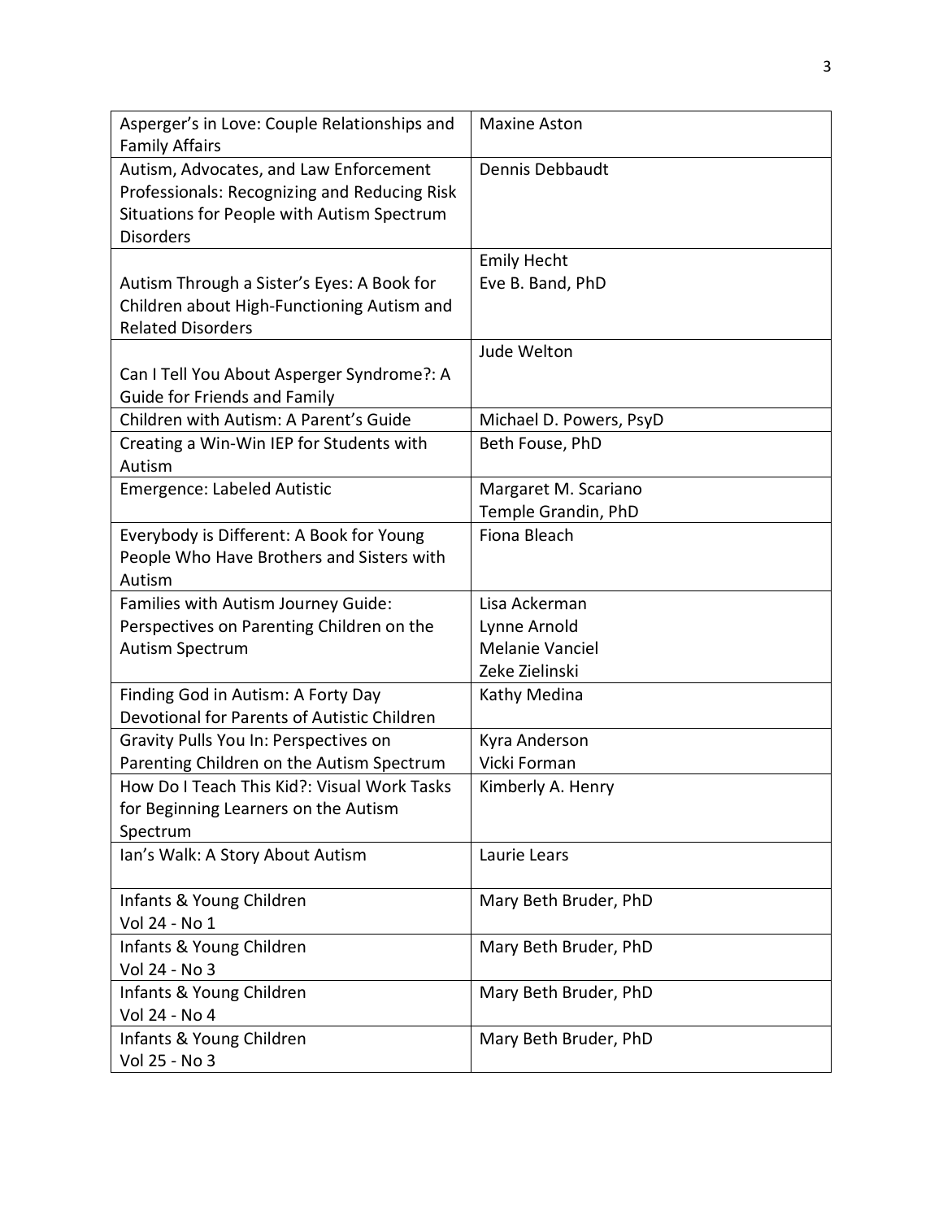| Asperger's in Love: Couple Relationships and Family Affairs | Maxine Aston |
|---|---|
| Autism, Advocates, and Law Enforcement Professionals: Recognizing and Reducing Risk Situations for People with Autism Spectrum Disorders | Dennis Debbaudt |
| Autism Through a Sister's Eyes: A Book for Children about High-Functioning Autism and Related Disorders | Emily Hecht<br>Eve B. Band, PhD |
| Can I Tell You About Asperger Syndrome?: A Guide for Friends and Family | Jude Welton |
| Children with Autism: A Parent's Guide | Michael D. Powers, PsyD |
| Creating a Win-Win IEP for Students with Autism | Beth Fouse, PhD |
| Emergence: Labeled Autistic | Margaret M. Scariano<br>Temple Grandin, PhD |
| Everybody is Different: A Book for Young People Who Have Brothers and Sisters with Autism | Fiona Bleach |
| Families with Autism Journey Guide: Perspectives on Parenting Children on the Autism Spectrum | Lisa Ackerman<br>Lynne Arnold<br>Melanie Vanciel<br>Zeke Zielinski |
| Finding God in Autism: A Forty Day Devotional for Parents of Autistic Children | Kathy Medina |
| Gravity Pulls You In: Perspectives on Parenting Children on the Autism Spectrum | Kyra Anderson<br>Vicki Forman |
| How Do I Teach This Kid?: Visual Work Tasks for Beginning Learners on the Autism Spectrum | Kimberly A. Henry |
| Ian's Walk: A Story About Autism | Laurie Lears |
| Infants & Young Children<br>Vol 24 - No 1 | Mary Beth Bruder, PhD |
| Infants & Young Children<br>Vol 24 - No 3 | Mary Beth Bruder, PhD |
| Infants & Young Children<br>Vol 24 - No 4 | Mary Beth Bruder, PhD |
| Infants & Young Children<br>Vol 25 - No 3 | Mary Beth Bruder, PhD |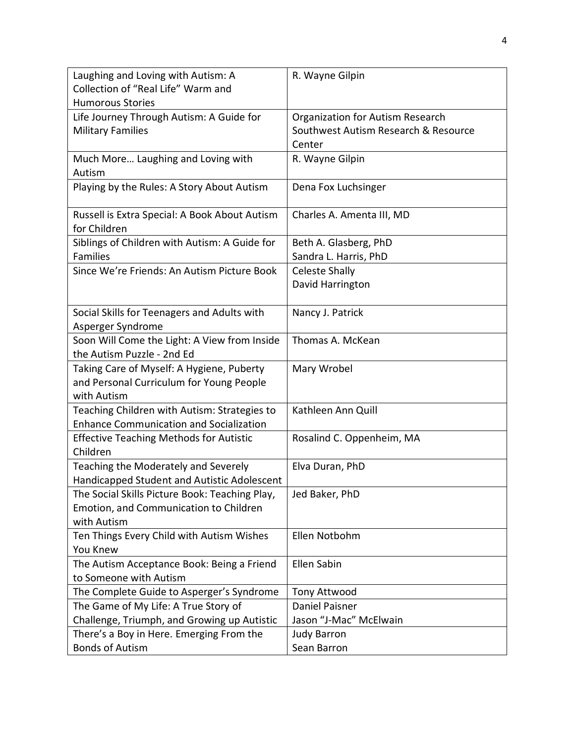| | |
|---|---|
| Laughing and Loving with Autism: A Collection of "Real Life" Warm and Humorous Stories | R. Wayne Gilpin |
| Life Journey Through Autism: A Guide for Military Families | Organization for Autism Research<br>Southwest Autism Research & Resource Center |
| Much More… Laughing and Loving with Autism | R. Wayne Gilpin |
| Playing by the Rules: A Story About Autism | Dena Fox Luchsinger |
| Russell is Extra Special: A Book About Autism for Children | Charles A. Amenta III, MD |
| Siblings of Children with Autism: A Guide for Families | Beth A. Glasberg, PhD<br>Sandra L. Harris, PhD |
| Since We're Friends: An Autism Picture Book | Celeste Shally<br>David Harrington |
| Social Skills for Teenagers and Adults with Asperger Syndrome | Nancy J. Patrick |
| Soon Will Come the Light: A View from Inside the Autism Puzzle - 2nd Ed | Thomas A. McKean |
| Taking Care of Myself: A Hygiene, Puberty and Personal Curriculum for Young People with Autism | Mary Wrobel |
| Teaching Children with Autism: Strategies to Enhance Communication and Socialization | Kathleen Ann Quill |
| Effective Teaching Methods for Autistic Children | Rosalind C. Oppenheim, MA |
| Teaching the Moderately and Severely Handicapped Student and Autistic Adolescent | Elva Duran, PhD |
| The Social Skills Picture Book: Teaching Play, Emotion, and Communication to Children with Autism | Jed Baker, PhD |
| Ten Things Every Child with Autism Wishes You Knew | Ellen Notbohm |
| The Autism Acceptance Book: Being a Friend to Someone with Autism | Ellen Sabin |
| The Complete Guide to Asperger's Syndrome | Tony Attwood |
| The Game of My Life: A True Story of Challenge, Triumph, and Growing up Autistic | Daniel Paisner<br>Jason "J-Mac" McElwain |
| There's a Boy in Here. Emerging From the Bonds of Autism | Judy Barron<br>Sean Barron |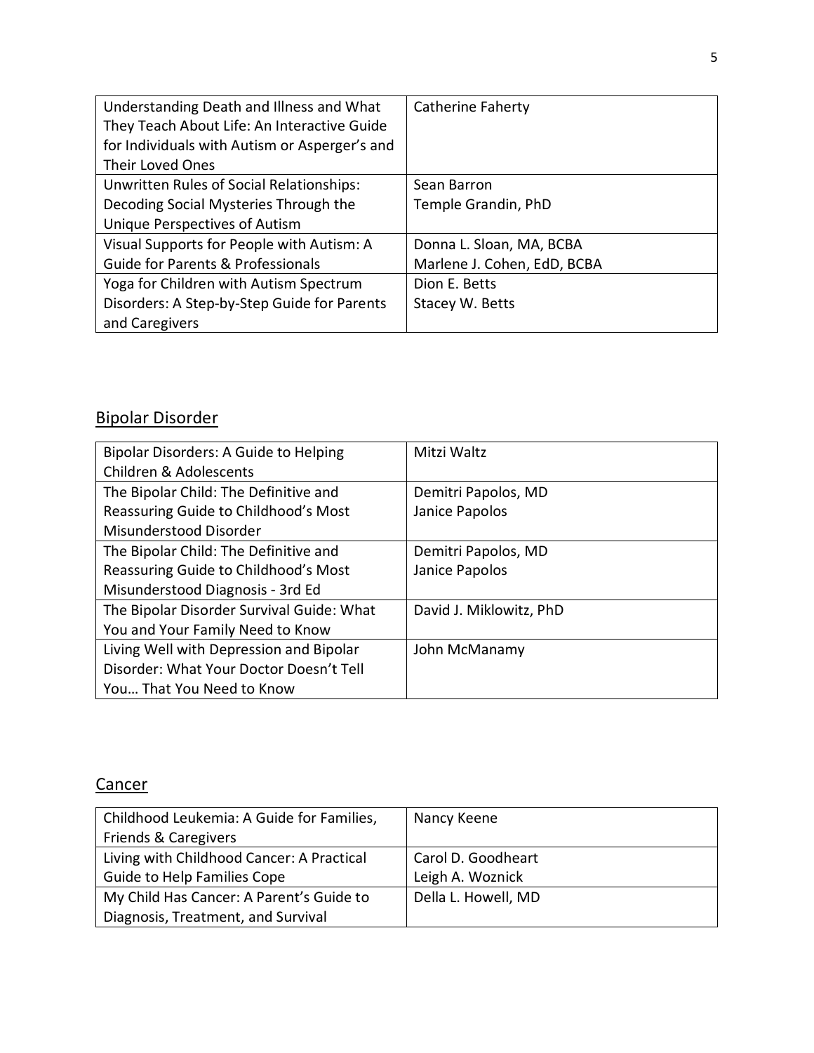| Understanding Death and Illness and What They Teach About Life: An Interactive Guide for Individuals with Autism or Asperger's and Their Loved Ones | Catherine Faherty |
|---|---|
| Unwritten Rules of Social Relationships: Decoding Social Mysteries Through the Unique Perspectives of Autism | Sean Barron<br>Temple Grandin, PhD |
| Visual Supports for People with Autism: A Guide for Parents & Professionals | Donna L. Sloan, MA, BCBA<br>Marlene J. Cohen, EdD, BCBA |
| Yoga for Children with Autism Spectrum Disorders: A Step-by-Step Guide for Parents and Caregivers | Dion E. Betts<br>Stacey W. Betts |

## Bipolar Disorder

| Bipolar Disorders: A Guide to Helping Children & Adolescents | Mitzi Waltz |
|---|---|
| The Bipolar Child: The Definitive and Reassuring Guide to Childhood's Most Misunderstood Disorder | Demitri Papolos, MD<br>Janice Papolos |
| The Bipolar Child: The Definitive and Reassuring Guide to Childhood's Most Misunderstood Diagnosis - 3rd Ed | Demitri Papolos, MD<br>Janice Papolos |
| The Bipolar Disorder Survival Guide: What You and Your Family Need to Know | David J. Miklowitz, PhD |
| Living Well with Depression and Bipolar Disorder: What Your Doctor Doesn't Tell You… That You Need to Know | John McManamy |

## Cancer

| Childhood Leukemia: A Guide for Families, Friends & Caregivers | Nancy Keene |
|---|---|
| Living with Childhood Cancer: A Practical Guide to Help Families Cope | Carol D. Goodheart<br>Leigh A. Woznick |
| My Child Has Cancer: A Parent's Guide to Diagnosis, Treatment, and Survival | Della L. Howell, MD |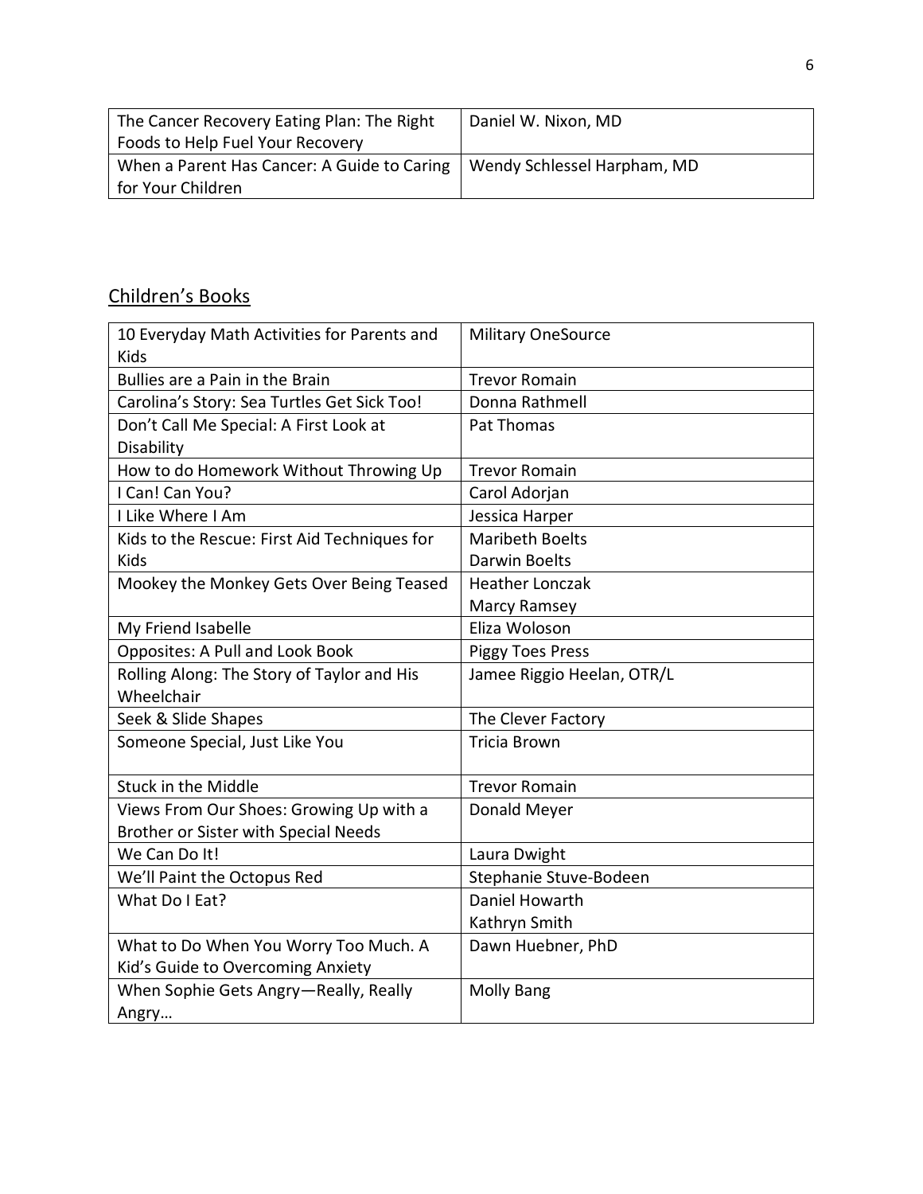| The Cancer Recovery Eating Plan: The Right Foods to Help Fuel Your Recovery | Daniel W. Nixon, MD |
|---|---|
| When a Parent Has Cancer: A Guide to Caring for Your Children | Wendy Schlessel Harpham, MD |

## Children's Books

| 10 Everyday Math Activities for Parents and Kids | Military OneSource |
|---|---|
| Bullies are a Pain in the Brain | Trevor Romain |
| Carolina's Story: Sea Turtles Get Sick Too! | Donna Rathmell |
| Don't Call Me Special: A First Look at Disability | Pat Thomas |
| How to do Homework Without Throwing Up | Trevor Romain |
| I Can! Can You? | Carol Adorjan |
| I Like Where I Am | Jessica Harper |
| Kids to the Rescue: First Aid Techniques for Kids | Maribeth Boelts<br>Darwin Boelts |
| Mookey the Monkey Gets Over Being Teased | Heather Lonczak<br>Marcy Ramsey |
| My Friend Isabelle | Eliza Woloson |
| Opposites: A Pull and Look Book | Piggy Toes Press |
| Rolling Along: The Story of Taylor and His Wheelchair | Jamee Riggio Heelan, OTR/L |
| Seek & Slide Shapes | The Clever Factory |
| Someone Special, Just Like You | Tricia Brown |
| Stuck in the Middle | Trevor Romain |
| Views From Our Shoes: Growing Up with a Brother or Sister with Special Needs | Donald Meyer |
| We Can Do It! | Laura Dwight |
| We'll Paint the Octopus Red | Stephanie Stuve-Bodeen |
| What Do I Eat? | Daniel Howarth<br>Kathryn Smith |
| What to Do When You Worry Too Much. A Kid's Guide to Overcoming Anxiety | Dawn Huebner, PhD |
| When Sophie Gets Angry—Really, Really Angry… | Molly Bang |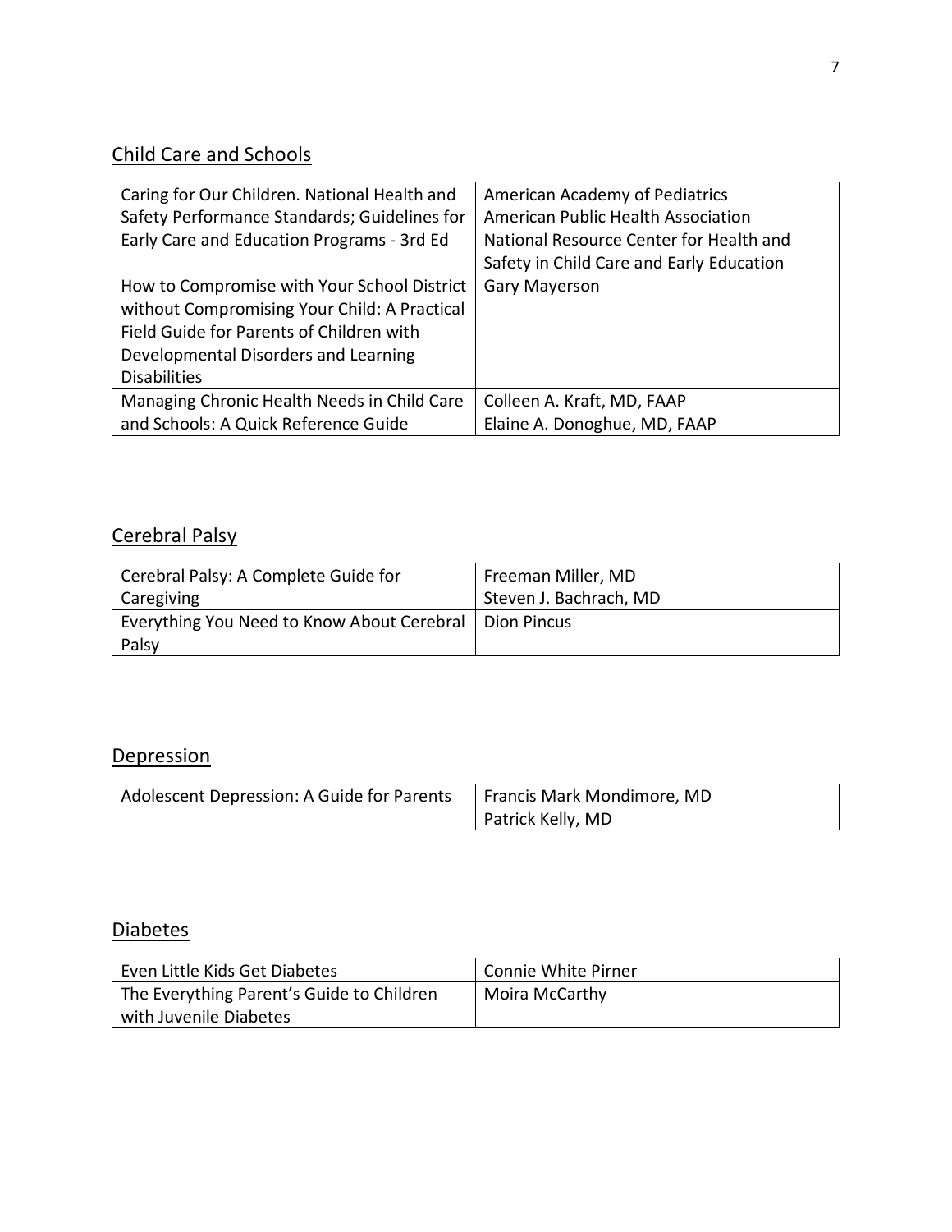## Child Care and Schools

| | |
|---|---|
| Caring for Our Children. National Health and Safety Performance Standards; Guidelines for Early Care and Education Programs - 3rd Ed | American Academy of Pediatrics<br>American Public Health Association<br>National Resource Center for Health and Safety in Child Care and Early Education |
| How to Compromise with Your School District without Compromising Your Child: A Practical Field Guide for Parents of Children with Developmental Disorders and Learning Disabilities | Gary Mayerson |
| Managing Chronic Health Needs in Child Care and Schools: A Quick Reference Guide | Colleen A. Kraft, MD, FAAP<br>Elaine A. Donoghue, MD, FAAP |

## Cerebral Palsy

| | |
|---|---|
| Cerebral Palsy: A Complete Guide for Caregiving | Freeman Miller, MD<br>Steven J. Bachrach, MD |
| Everything You Need to Know About Cerebral Palsy | Dion Pincus |

## Depression

| | |
|---|---|
| Adolescent Depression: A Guide for Parents | Francis Mark Mondimore, MD<br>Patrick Kelly, MD |

## Diabetes

| | |
|---|---|
| Even Little Kids Get Diabetes | Connie White Pirner |
| The Everything Parent's Guide to Children with Juvenile Diabetes | Moira McCarthy |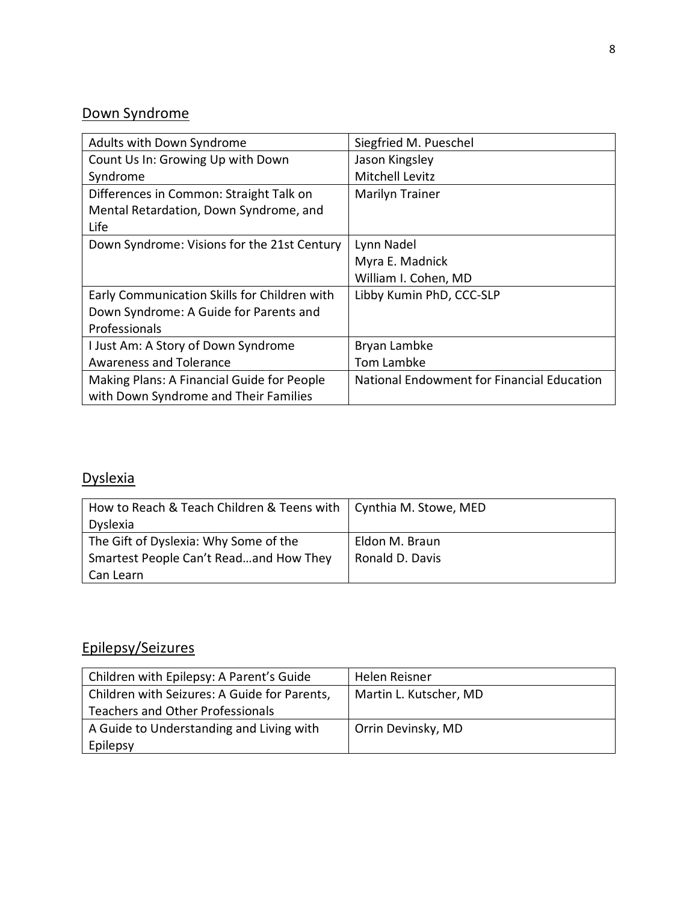## Down Syndrome

| Title | Author |
|---|---|
| Adults with Down Syndrome | Siegfried M. Pueschel |
| Count Us In: Growing Up with Down Syndrome | Jason Kingsley<br>Mitchell Levitz |
| Differences in Common: Straight Talk on Mental Retardation, Down Syndrome, and Life | Marilyn Trainer |
| Down Syndrome: Visions for the 21st Century | Lynn Nadel<br>Myra E. Madnick<br>William I. Cohen, MD |
| Early Communication Skills for Children with Down Syndrome: A Guide for Parents and Professionals | Libby Kumin PhD, CCC-SLP |
| I Just Am: A Story of Down Syndrome Awareness and Tolerance | Bryan Lambke<br>Tom Lambke |
| Making Plans: A Financial Guide for People with Down Syndrome and Their Families | National Endowment for Financial Education |

## Dyslexia

| Title | Author |
|---|---|
| How to Reach & Teach Children & Teens with Dyslexia | Cynthia M. Stowe, MED |
| The Gift of Dyslexia: Why Some of the Smartest People Can't Read…and How They Can Learn | Eldon M. Braun<br>Ronald D. Davis |

## Epilepsy/Seizures

| Title | Author |
|---|---|
| Children with Epilepsy: A Parent's Guide | Helen Reisner |
| Children with Seizures: A Guide for Parents, Teachers and Other Professionals | Martin L. Kutscher, MD |
| A Guide to Understanding and Living with Epilepsy | Orrin Devinsky, MD |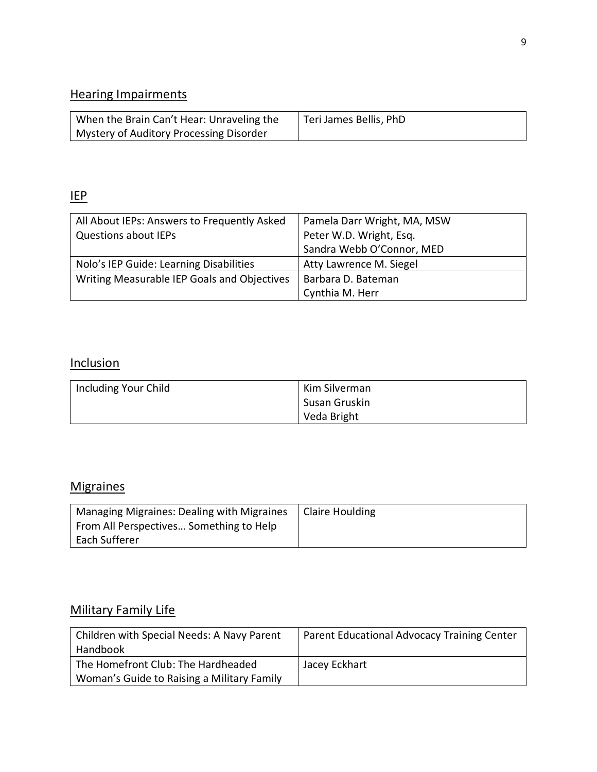## Hearing Impairments

| | |
|---|---|
| When the Brain Can't Hear: Unraveling the Mystery of Auditory Processing Disorder | Teri James Bellis, PhD |

## IEP

| | |
|---|---|
| All About IEPs: Answers to Frequently Asked Questions about IEPs | Pamela Darr Wright, MA, MSW<br>Peter W.D. Wright, Esq.<br>Sandra Webb O'Connor, MED |
| Nolo's IEP Guide: Learning Disabilities | Atty Lawrence M. Siegel |
| Writing Measurable IEP Goals and Objectives | Barbara D. Bateman<br>Cynthia M. Herr |

## Inclusion

| | |
|---|---|
| Including Your Child | Kim Silverman<br>Susan Gruskin<br>Veda Bright |

## Migraines

| | |
|---|---|
| Managing Migraines: Dealing with Migraines From All Perspectives… Something to Help Each Sufferer | Claire Houlding |

## Military Family Life

| | |
|---|---|
| Children with Special Needs: A Navy Parent Handbook | Parent Educational Advocacy Training Center |
| The Homefront Club: The Hardheaded Woman's Guide to Raising a Military Family | Jacey Eckhart |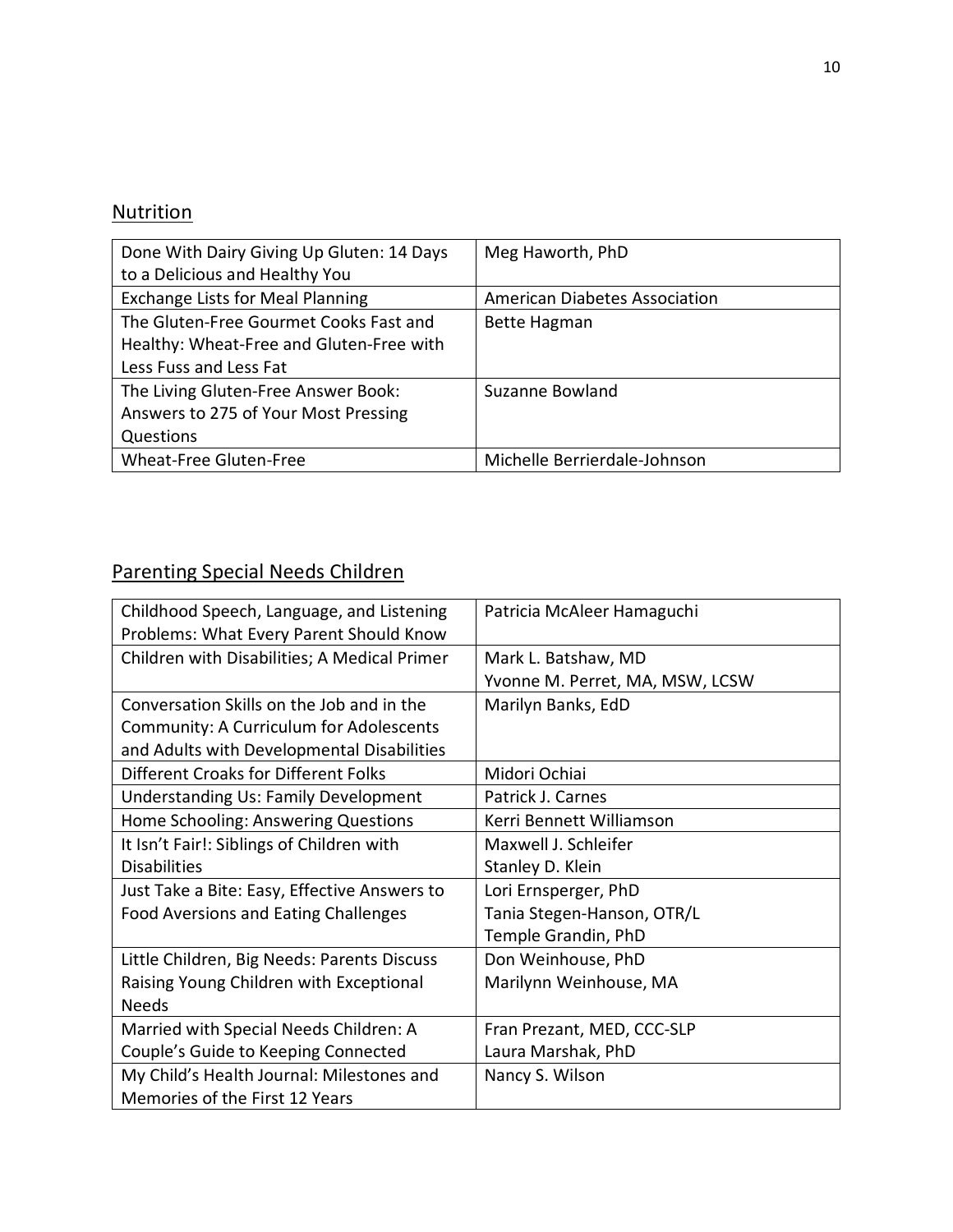## Nutrition

| | |
|---|---|
| Done With Dairy Giving Up Gluten: 14 Days to a Delicious and Healthy You | Meg Haworth, PhD |
| Exchange Lists for Meal Planning | American Diabetes Association |
| The Gluten-Free Gourmet Cooks Fast and Healthy: Wheat-Free and Gluten-Free with Less Fuss and Less Fat | Bette Hagman |
| The Living Gluten-Free Answer Book: Answers to 275 of Your Most Pressing Questions | Suzanne Bowland |
| Wheat-Free Gluten-Free | Michelle Berrierdale-Johnson |

## Parenting Special Needs Children

| | |
|---|---|
| Childhood Speech, Language, and Listening Problems: What Every Parent Should Know | Patricia McAleer Hamaguchi |
| Children with Disabilities; A Medical Primer | Mark L. Batshaw, MD<br>Yvonne M. Perret, MA, MSW, LCSW |
| Conversation Skills on the Job and in the Community: A Curriculum for Adolescents and Adults with Developmental Disabilities | Marilyn Banks, EdD |
| Different Croaks for Different Folks | Midori Ochiai |
| Understanding Us: Family Development | Patrick J. Carnes |
| Home Schooling: Answering Questions | Kerri Bennett Williamson |
| It Isn't Fair!: Siblings of Children with Disabilities | Maxwell J. Schleifer<br>Stanley D. Klein |
| Just Take a Bite: Easy, Effective Answers to Food Aversions and Eating Challenges | Lori Ernsperger, PhD<br>Tania Stegen-Hanson, OTR/L<br>Temple Grandin, PhD |
| Little Children, Big Needs: Parents Discuss Raising Young Children with Exceptional Needs | Don Weinhouse, PhD<br>Marilynn Weinhouse, MA |
| Married with Special Needs Children: A Couple's Guide to Keeping Connected | Fran Prezant, MED, CCC-SLP<br>Laura Marshak, PhD |
| My Child's Health Journal: Milestones and Memories of the First 12 Years | Nancy S. Wilson |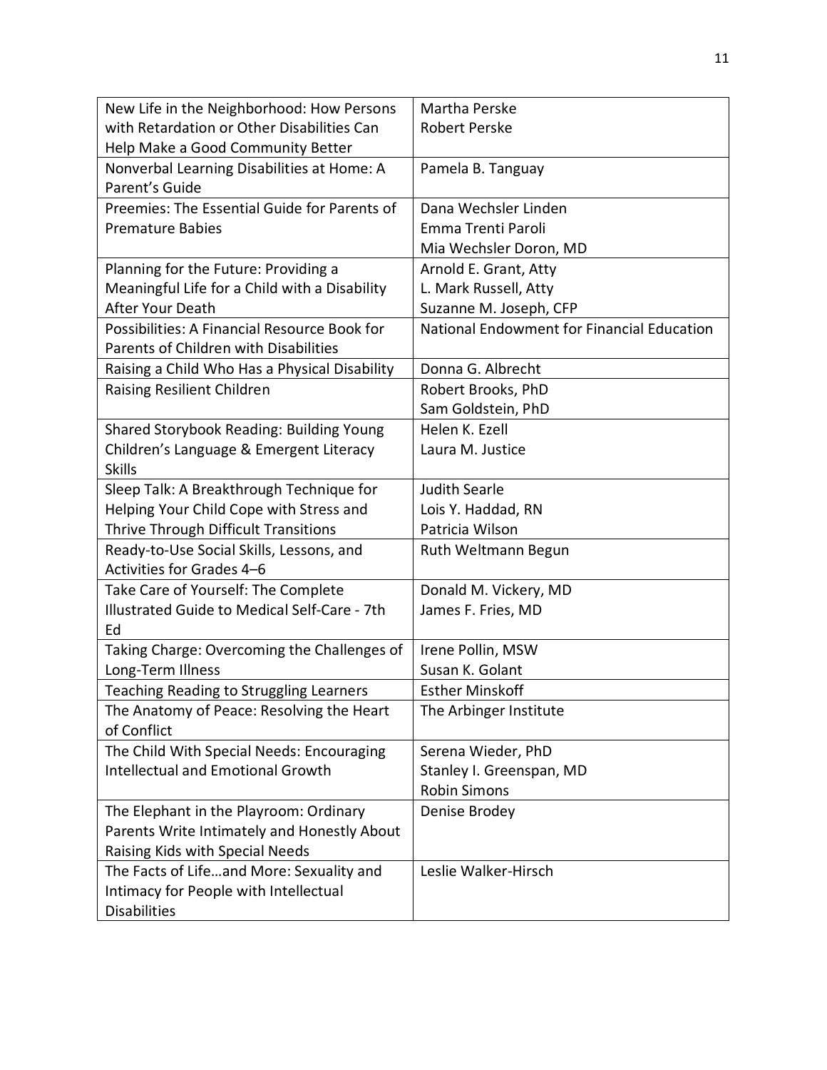| | |
|---|---|
| New Life in the Neighborhood: How Persons with Retardation or Other Disabilities Can Help Make a Good Community Better | Martha Perske<br>Robert Perske |
| Nonverbal Learning Disabilities at Home: A Parent's Guide | Pamela B. Tanguay |
| Preemies: The Essential Guide for Parents of Premature Babies | Dana Wechsler Linden<br>Emma Trenti Paroli<br>Mia Wechsler Doron, MD |
| Planning for the Future: Providing a Meaningful Life for a Child with a Disability After Your Death | Arnold E. Grant, Atty<br>L. Mark Russell, Atty<br>Suzanne M. Joseph, CFP |
| Possibilities: A Financial Resource Book for Parents of Children with Disabilities | National Endowment for Financial Education |
| Raising a Child Who Has a Physical Disability | Donna G. Albrecht |
| Raising Resilient Children | Robert Brooks, PhD<br>Sam Goldstein, PhD |
| Shared Storybook Reading: Building Young Children's Language & Emergent Literacy Skills | Helen K. Ezell<br>Laura M. Justice |
| Sleep Talk: A Breakthrough Technique for Helping Your Child Cope with Stress and Thrive Through Difficult Transitions | Judith Searle<br>Lois Y. Haddad, RN<br>Patricia Wilson |
| Ready-to-Use Social Skills, Lessons, and Activities for Grades 4–6 | Ruth Weltmann Begun |
| Take Care of Yourself: The Complete Illustrated Guide to Medical Self-Care - 7th Ed | Donald M. Vickery, MD<br>James F. Fries, MD |
| Taking Charge: Overcoming the Challenges of Long-Term Illness | Irene Pollin, MSW<br>Susan K. Golant |
| Teaching Reading to Struggling Learners | Esther Minskoff |
| The Anatomy of Peace: Resolving the Heart of Conflict | The Arbinger Institute |
| The Child With Special Needs: Encouraging Intellectual and Emotional Growth | Serena Wieder, PhD<br>Stanley I. Greenspan, MD<br>Robin Simons |
| The Elephant in the Playroom: Ordinary Parents Write Intimately and Honestly About Raising Kids with Special Needs | Denise Brodey |
| The Facts of Life…and More: Sexuality and Intimacy for People with Intellectual Disabilities | Leslie Walker-Hirsch |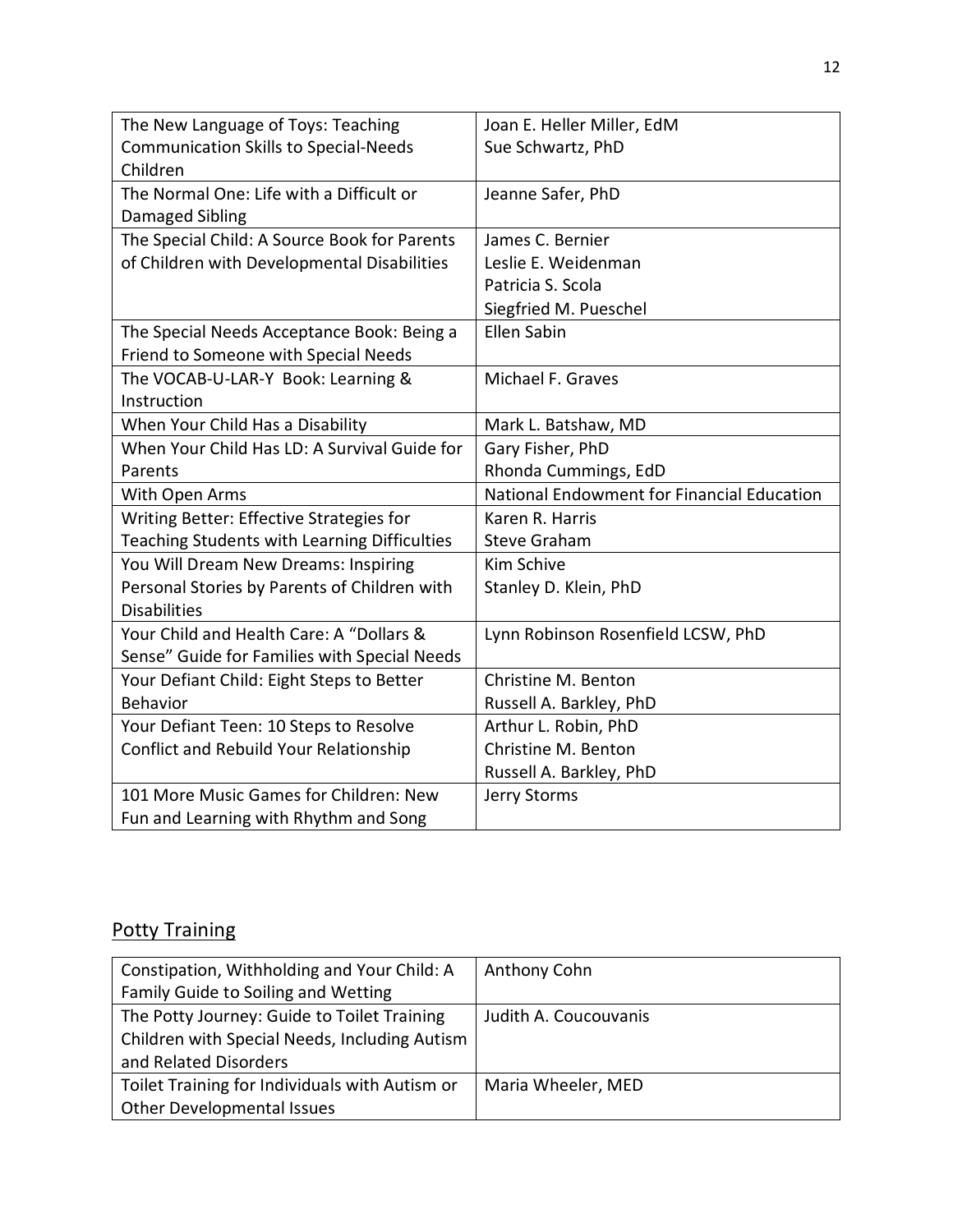| The New Language of Toys: Teaching Communication Skills to Special-Needs Children | Joan E. Heller Miller, EdM<br>Sue Schwartz, PhD |
|---|---|
| The Normal One: Life with a Difficult or Damaged Sibling | Jeanne Safer, PhD |
| The Special Child: A Source Book for Parents of Children with Developmental Disabilities | James C. Bernier<br>Leslie E. Weidenman<br>Patricia S. Scola<br>Siegfried M. Pueschel |
| The Special Needs Acceptance Book: Being a Friend to Someone with Special Needs | Ellen Sabin |
| The VOCAB-U-LAR-Y Book: Learning & Instruction | Michael F. Graves |
| When Your Child Has a Disability | Mark L. Batshaw, MD |
| When Your Child Has LD: A Survival Guide for Parents | Gary Fisher, PhD<br>Rhonda Cummings, EdD |
| With Open Arms | National Endowment for Financial Education |
| Writing Better: Effective Strategies for Teaching Students with Learning Difficulties | Karen R. Harris<br>Steve Graham |
| You Will Dream New Dreams: Inspiring Personal Stories by Parents of Children with Disabilities | Kim Schive<br>Stanley D. Klein, PhD |
| Your Child and Health Care: A "Dollars & Sense" Guide for Families with Special Needs | Lynn Robinson Rosenfield LCSW, PhD |
| Your Defiant Child: Eight Steps to Better Behavior | Christine M. Benton<br>Russell A. Barkley, PhD |
| Your Defiant Teen: 10 Steps to Resolve Conflict and Rebuild Your Relationship | Arthur L. Robin, PhD<br>Christine M. Benton<br>Russell A. Barkley, PhD |
| 101 More Music Games for Children: New Fun and Learning with Rhythm and Song | Jerry Storms |

## Potty Training

| Constipation, Withholding and Your Child: A Family Guide to Soiling and Wetting | Anthony Cohn |
|---|---|
| The Potty Journey: Guide to Toilet Training Children with Special Needs, Including Autism and Related Disorders | Judith A. Coucouvanis |
| Toilet Training for Individuals with Autism or Other Developmental Issues | Maria Wheeler, MED |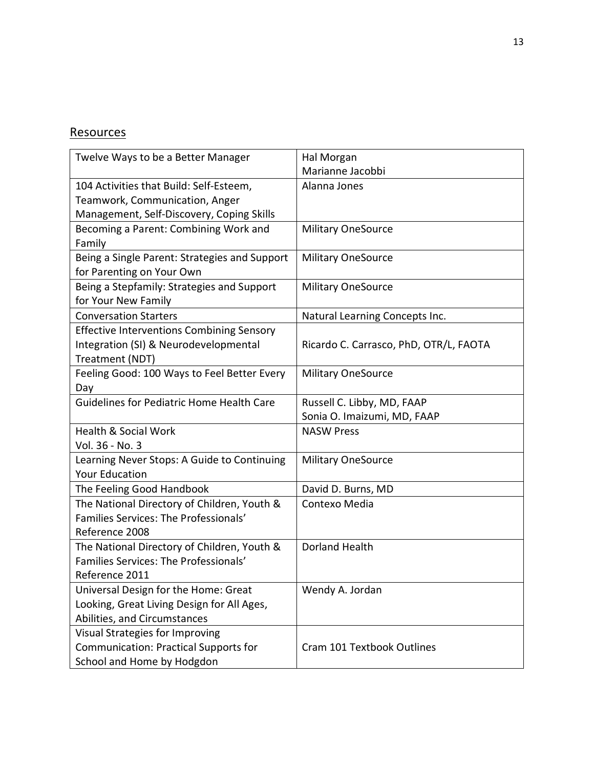## Resources

| Title | Author/Publisher |
|---|---|
| Twelve Ways to be a Better Manager | Hal Morgan<br>Marianne Jacobbi |
| 104 Activities that Build: Self-Esteem, Teamwork, Communication, Anger Management, Self-Discovery, Coping Skills | Alanna Jones |
| Becoming a Parent: Combining Work and Family | Military OneSource |
| Being a Single Parent: Strategies and Support for Parenting on Your Own | Military OneSource |
| Being a Stepfamily: Strategies and Support for Your New Family | Military OneSource |
| Conversation Starters | Natural Learning Concepts Inc. |
| Effective Interventions Combining Sensory Integration (SI) & Neurodevelopmental Treatment (NDT) | Ricardo C. Carrasco, PhD, OTR/L, FAOTA |
| Feeling Good: 100 Ways to Feel Better Every Day | Military OneSource |
| Guidelines for Pediatric Home Health Care | Russell C. Libby, MD, FAAP<br>Sonia O. Imaizumi, MD, FAAP |
| Health & Social Work<br>Vol. 36 - No. 3 | NASW Press |
| Learning Never Stops: A Guide to Continuing Your Education | Military OneSource |
| The Feeling Good Handbook | David D. Burns, MD |
| The National Directory of Children, Youth & Families Services: The Professionals' Reference 2008 | Contexo Media |
| The National Directory of Children, Youth & Families Services: The Professionals' Reference 2011 | Dorland Health |
| Universal Design for the Home: Great Looking, Great Living Design for All Ages, Abilities, and Circumstances | Wendy A. Jordan |
| Visual Strategies for Improving Communication: Practical Supports for School and Home by Hodgdon | Cram 101 Textbook Outlines |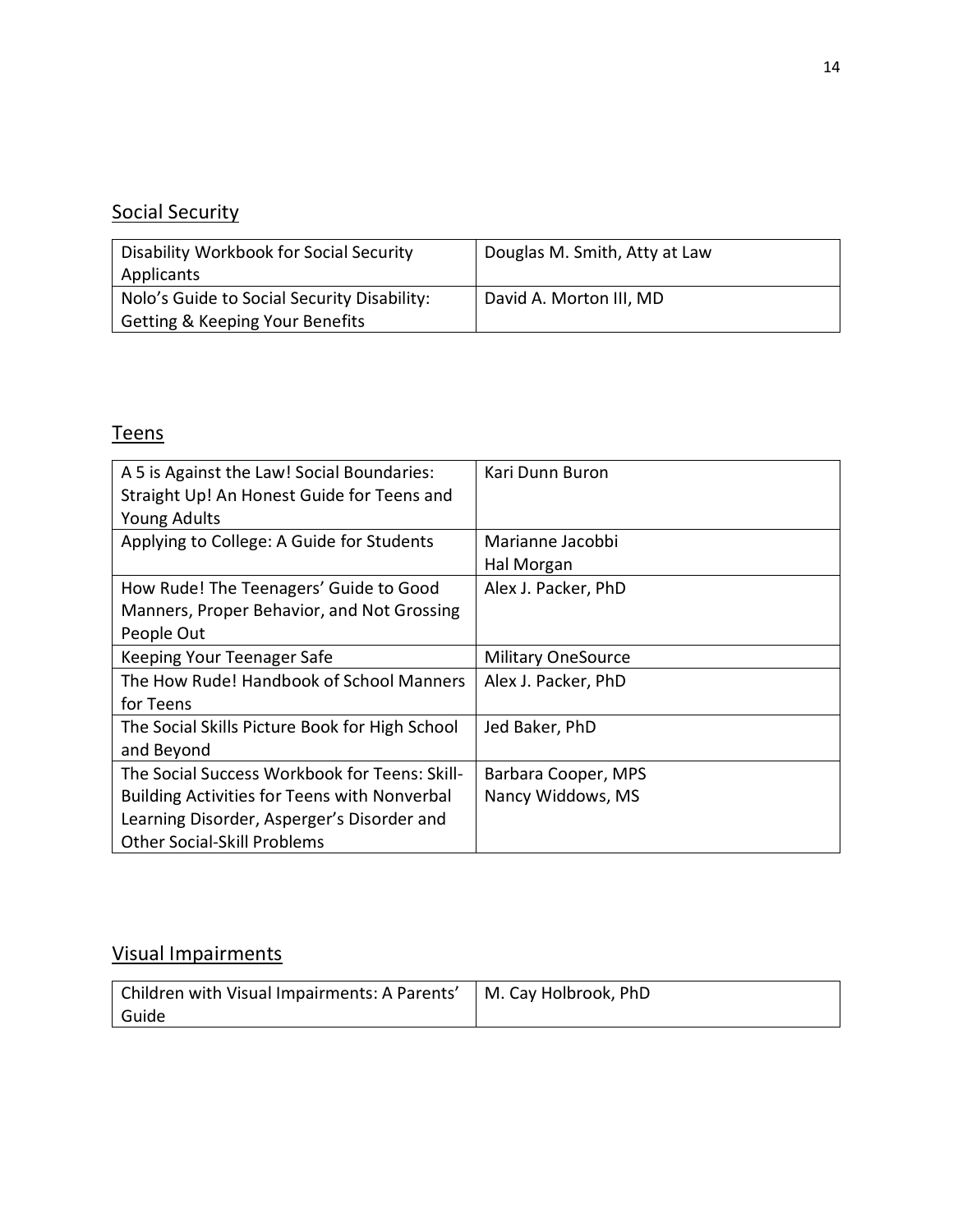## Social Security

| | |
|---|---|
| Disability Workbook for Social Security Applicants | Douglas M. Smith, Atty at Law |
| Nolo's Guide to Social Security Disability: Getting & Keeping Your Benefits | David A. Morton III, MD |

## Teens

| | |
|---|---|
| A 5 is Against the Law! Social Boundaries: Straight Up! An Honest Guide for Teens and Young Adults | Kari Dunn Buron |
| Applying to College: A Guide for Students | Marianne Jacobbi<br>Hal Morgan |
| How Rude! The Teenagers' Guide to Good Manners, Proper Behavior, and Not Grossing People Out | Alex J. Packer, PhD |
| Keeping Your Teenager Safe | Military OneSource |
| The How Rude! Handbook of School Manners for Teens | Alex J. Packer, PhD |
| The Social Skills Picture Book for High School and Beyond | Jed Baker, PhD |
| The Social Success Workbook for Teens: Skill-Building Activities for Teens with Nonverbal Learning Disorder, Asperger's Disorder and Other Social-Skill Problems | Barbara Cooper, MPS<br>Nancy Widdows, MS |

## Visual Impairments

| | |
|---|---|
| Children with Visual Impairments: A Parents' Guide | M. Cay Holbrook, PhD |